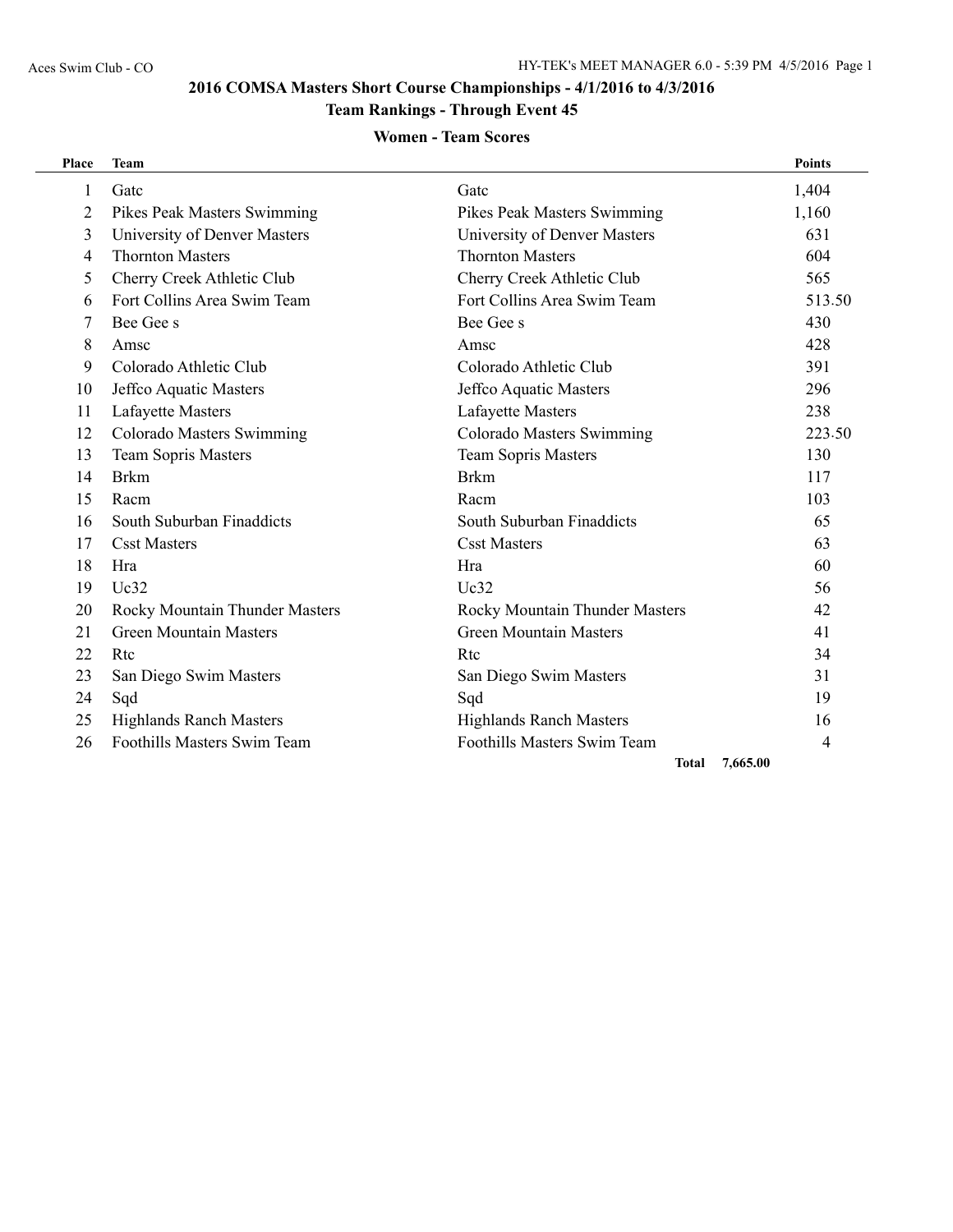## 2016 COMSA Masters Short Course Championships - 4/1/2016 to 4/3/2016

### Team Rankings - Through Event 45

#### Women - Team Scores

| Place | Team | | Points |
|---|---|---|---|
| 1 | Gatc | Gatc | 1,404 |
| 2 | Pikes Peak Masters Swimming | Pikes Peak Masters Swimming | 1,160 |
| 3 | University of Denver Masters | University of Denver Masters | 631 |
| 4 | Thornton Masters | Thornton Masters | 604 |
| 5 | Cherry Creek Athletic Club | Cherry Creek Athletic Club | 565 |
| 6 | Fort Collins Area Swim Team | Fort Collins Area Swim Team | 513.50 |
| 7 | Bee Gee s | Bee Gee s | 430 |
| 8 | Amsc | Amsc | 428 |
| 9 | Colorado Athletic Club | Colorado Athletic Club | 391 |
| 10 | Jeffco Aquatic Masters | Jeffco Aquatic Masters | 296 |
| 11 | Lafayette Masters | Lafayette Masters | 238 |
| 12 | Colorado Masters Swimming | Colorado Masters Swimming | 223.50 |
| 13 | Team Sopris Masters | Team Sopris Masters | 130 |
| 14 | Brkm | Brkm | 117 |
| 15 | Racm | Racm | 103 |
| 16 | South Suburban Finaddicts | South Suburban Finaddicts | 65 |
| 17 | Csst Masters | Csst Masters | 63 |
| 18 | Hra | Hra | 60 |
| 19 | Uc32 | Uc32 | 56 |
| 20 | Rocky Mountain Thunder Masters | Rocky Mountain Thunder Masters | 42 |
| 21 | Green Mountain Masters | Green Mountain Masters | 41 |
| 22 | Rtc | Rtc | 34 |
| 23 | San Diego Swim Masters | San Diego Swim Masters | 31 |
| 24 | Sqd | Sqd | 19 |
| 25 | Highlands Ranch Masters | Highlands Ranch Masters | 16 |
| 26 | Foothills Masters Swim Team | Foothills Masters Swim Team | 4 |
| | | **Total** | **7,665.00** |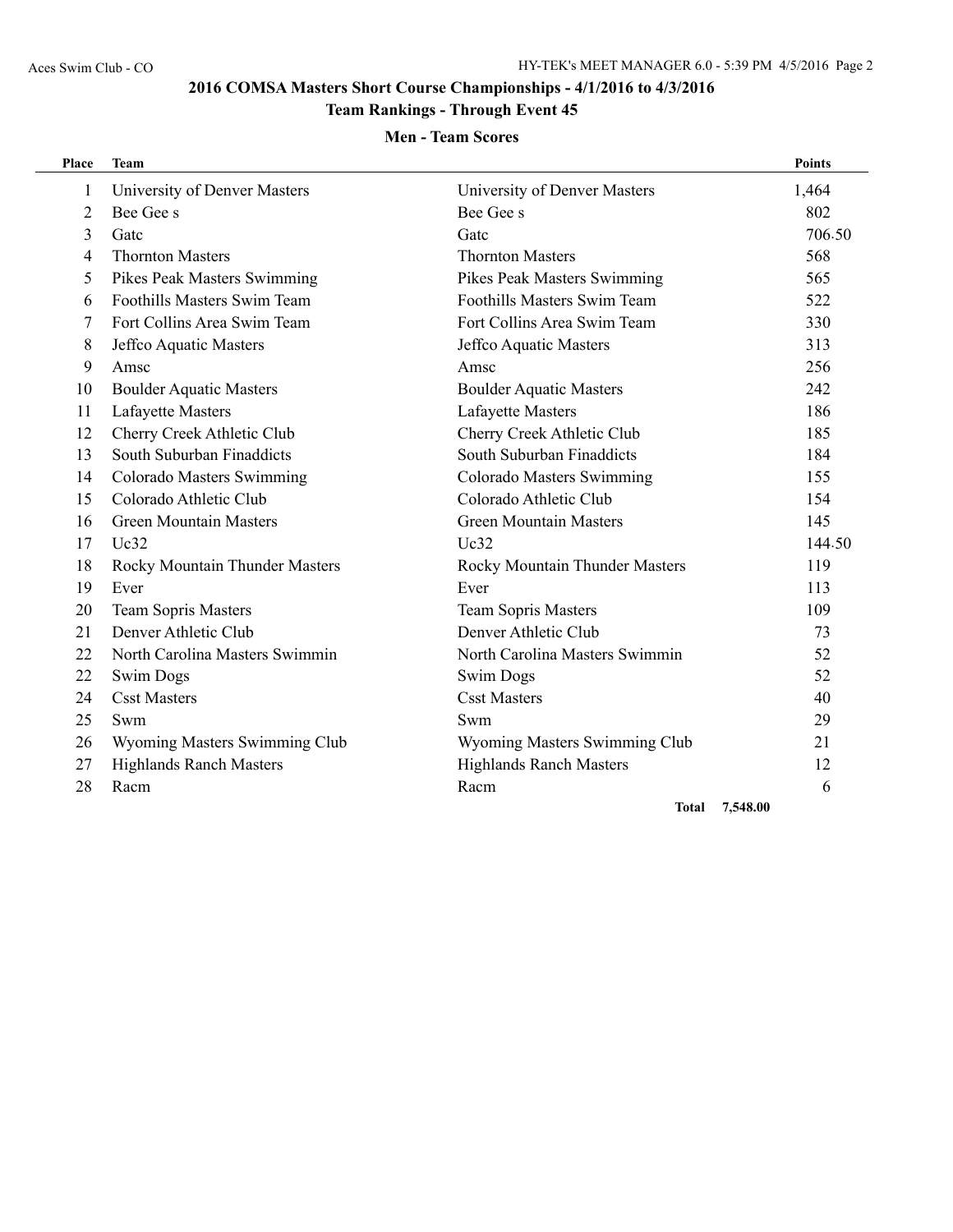## 2016 COMSA Masters Short Course Championships - 4/1/2016 to 4/3/2016

### Team Rankings - Through Event 45

#### Men - Team Scores

| Place | Team | | Points |
|---|---|---|---|
| 1 | University of Denver Masters | University of Denver Masters | 1,464 |
| 2 | Bee Gee s | Bee Gee s | 802 |
| 3 | Gatc | Gatc | 706.50 |
| 4 | Thornton Masters | Thornton Masters | 568 |
| 5 | Pikes Peak Masters Swimming | Pikes Peak Masters Swimming | 565 |
| 6 | Foothills Masters Swim Team | Foothills Masters Swim Team | 522 |
| 7 | Fort Collins Area Swim Team | Fort Collins Area Swim Team | 330 |
| 8 | Jeffco Aquatic Masters | Jeffco Aquatic Masters | 313 |
| 9 | Amsc | Amsc | 256 |
| 10 | Boulder Aquatic Masters | Boulder Aquatic Masters | 242 |
| 11 | Lafayette Masters | Lafayette Masters | 186 |
| 12 | Cherry Creek Athletic Club | Cherry Creek Athletic Club | 185 |
| 13 | South Suburban Finaddicts | South Suburban Finaddicts | 184 |
| 14 | Colorado Masters Swimming | Colorado Masters Swimming | 155 |
| 15 | Colorado Athletic Club | Colorado Athletic Club | 154 |
| 16 | Green Mountain Masters | Green Mountain Masters | 145 |
| 17 | Uc32 | Uc32 | 144.50 |
| 18 | Rocky Mountain Thunder Masters | Rocky Mountain Thunder Masters | 119 |
| 19 | Ever | Ever | 113 |
| 20 | Team Sopris Masters | Team Sopris Masters | 109 |
| 21 | Denver Athletic Club | Denver Athletic Club | 73 |
| 22 | North Carolina Masters Swimmin | North Carolina Masters Swimmin | 52 |
| 22 | Swim Dogs | Swim Dogs | 52 |
| 24 | Csst Masters | Csst Masters | 40 |
| 25 | Swm | Swm | 29 |
| 26 | Wyoming Masters Swimming Club | Wyoming Masters Swimming Club | 21 |
| 27 | Highlands Ranch Masters | Highlands Ranch Masters | 12 |
| 28 | Racm | Racm | 6 |
| | | **Total** | **7,548.00** |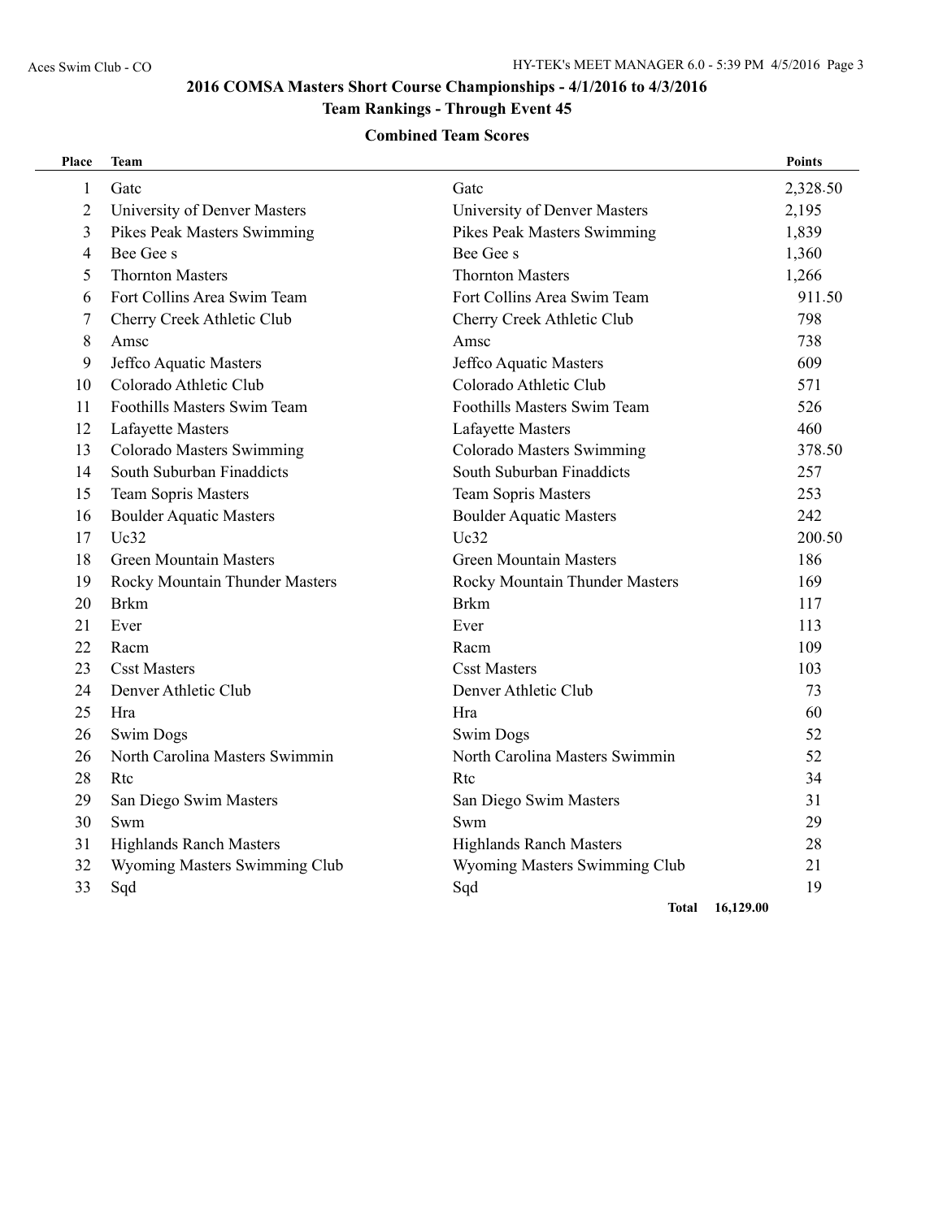## 2016 COMSA Masters Short Course Championships - 4/1/2016 to 4/3/2016

### Team Rankings - Through Event 45

### Combined Team Scores

| Place | Team | | Points |
|---|---|---|---|
| 1 | Gatc | Gatc | 2,328.50 |
| 2 | University of Denver Masters | University of Denver Masters | 2,195 |
| 3 | Pikes Peak Masters Swimming | Pikes Peak Masters Swimming | 1,839 |
| 4 | Bee Gee s | Bee Gee s | 1,360 |
| 5 | Thornton Masters | Thornton Masters | 1,266 |
| 6 | Fort Collins Area Swim Team | Fort Collins Area Swim Team | 911.50 |
| 7 | Cherry Creek Athletic Club | Cherry Creek Athletic Club | 798 |
| 8 | Amsc | Amsc | 738 |
| 9 | Jeffco Aquatic Masters | Jeffco Aquatic Masters | 609 |
| 10 | Colorado Athletic Club | Colorado Athletic Club | 571 |
| 11 | Foothills Masters Swim Team | Foothills Masters Swim Team | 526 |
| 12 | Lafayette Masters | Lafayette Masters | 460 |
| 13 | Colorado Masters Swimming | Colorado Masters Swimming | 378.50 |
| 14 | South Suburban Finaddicts | South Suburban Finaddicts | 257 |
| 15 | Team Sopris Masters | Team Sopris Masters | 253 |
| 16 | Boulder Aquatic Masters | Boulder Aquatic Masters | 242 |
| 17 | Uc32 | Uc32 | 200.50 |
| 18 | Green Mountain Masters | Green Mountain Masters | 186 |
| 19 | Rocky Mountain Thunder Masters | Rocky Mountain Thunder Masters | 169 |
| 20 | Brkm | Brkm | 117 |
| 21 | Ever | Ever | 113 |
| 22 | Racm | Racm | 109 |
| 23 | Csst Masters | Csst Masters | 103 |
| 24 | Denver Athletic Club | Denver Athletic Club | 73 |
| 25 | Hra | Hra | 60 |
| 26 | Swim Dogs | Swim Dogs | 52 |
| 26 | North Carolina Masters Swimmin | North Carolina Masters Swimmin | 52 |
| 28 | Rtc | Rtc | 34 |
| 29 | San Diego Swim Masters | San Diego Swim Masters | 31 |
| 30 | Swm | Swm | 29 |
| 31 | Highlands Ranch Masters | Highlands Ranch Masters | 28 |
| 32 | Wyoming Masters Swimming Club | Wyoming Masters Swimming Club | 21 |
| 33 | Sqd | Sqd | 19 |
| | | **Total** | **16,129.00** |